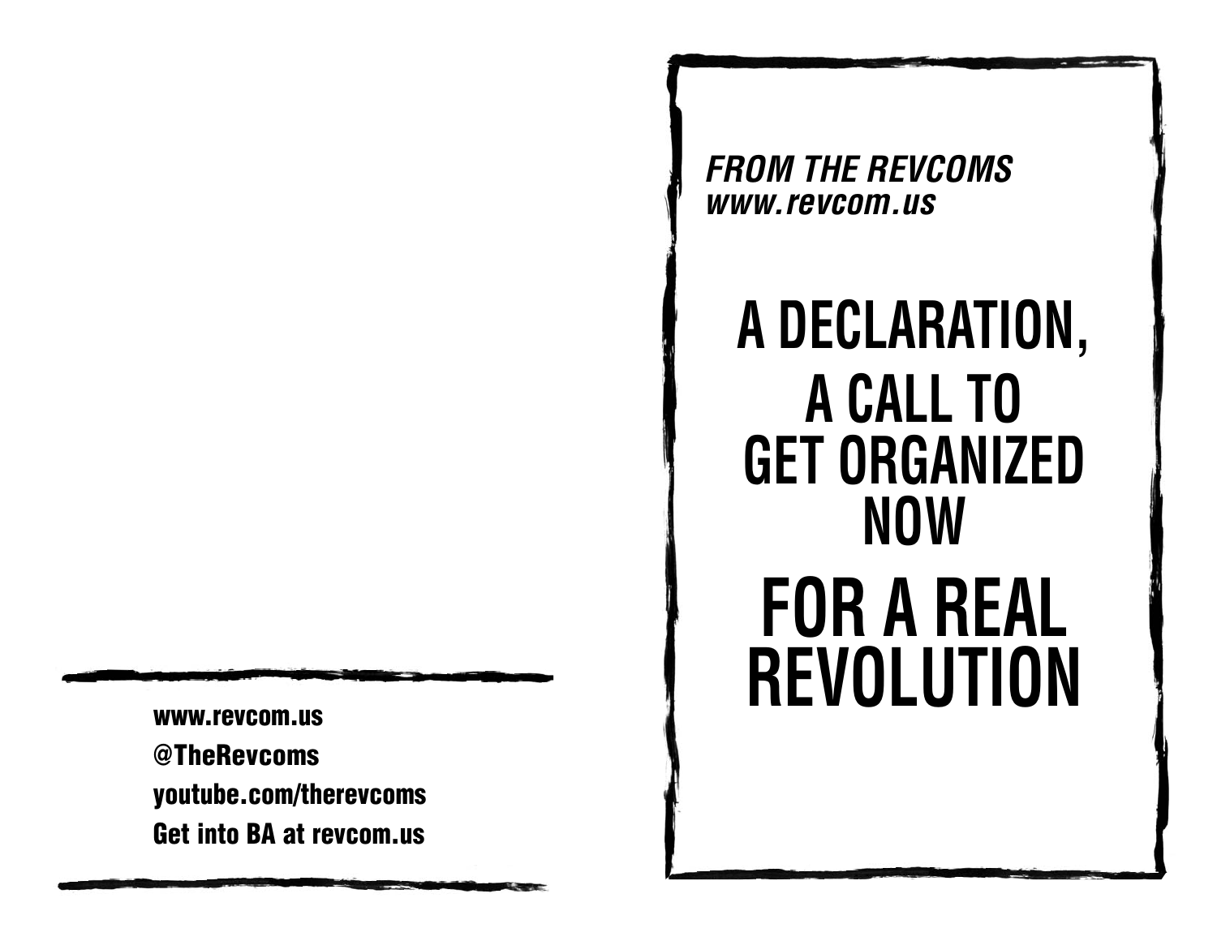www.revcom.us

@TheRevcoms

youtube.com/therevcoms

Get into BA at revcom.us

*FROM THE REVCOMS*
*www.revcom.us*

# A DECLARATION, A CALL TO GET ORGANIZED NOW FOR A REAL REVOLUTION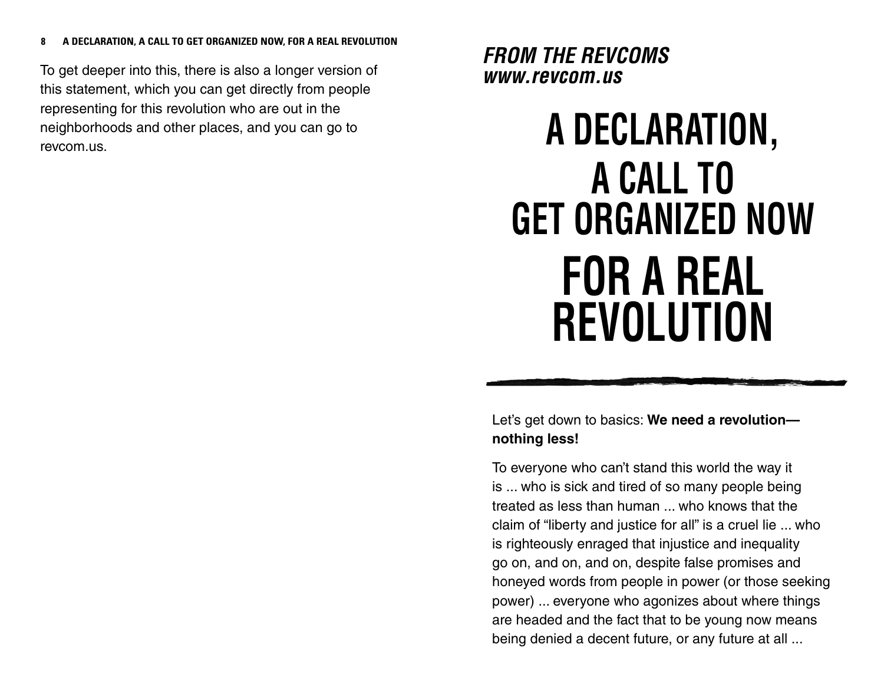To get deeper into this, there is also a longer version of this statement, which you can get directly from people representing for this revolution who are out in the neighborhoods and other places, and you can go to revcom.us.

***FROM THE REVCOMS***
***www.revcom.us***

# A DECLARATION, A CALL TO GET ORGANIZED NOW FOR A REAL REVOLUTION

Let's get down to basics: **We need a revolution—nothing less!**

To everyone who can't stand this world the way it is ... who is sick and tired of so many people being treated as less than human ... who knows that the claim of "liberty and justice for all" is a cruel lie ... who is righteously enraged that injustice and inequality go on, and on, and on, despite false promises and honeyed words from people in power (or those seeking power) ... everyone who agonizes about where things are headed and the fact that to be young now means being denied a decent future, or any future at all ...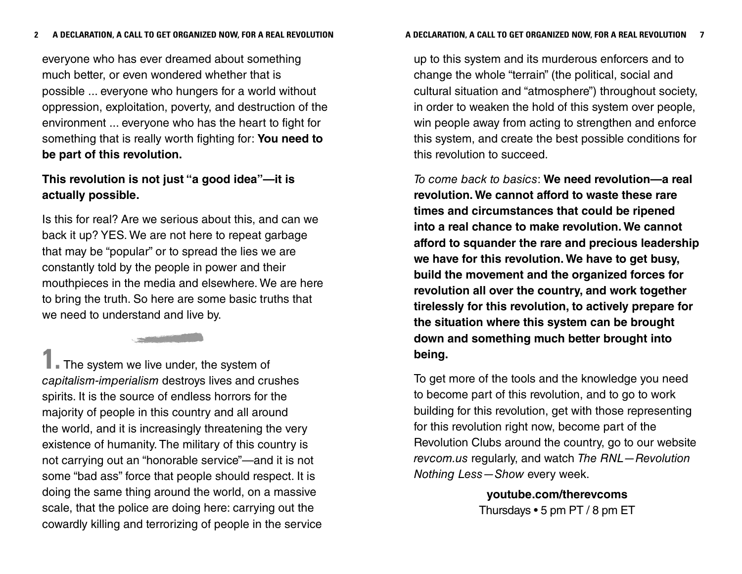everyone who has ever dreamed about something much better, or even wondered whether that is possible ... everyone who hungers for a world without oppression, exploitation, poverty, and destruction of the environment ... everyone who has the heart to fight for something that is really worth fighting for: **You need to be part of this revolution.**

**This revolution is not just "a good idea"—it is actually possible.**

Is this for real? Are we serious about this, and can we back it up? YES. We are not here to repeat garbage that may be "popular" or to spread the lies we are constantly told by the people in power and their mouthpieces in the media and elsewhere. We are here to bring the truth. So here are some basic truths that we need to understand and live by.

**1.** The system we live under, the system of *capitalism-imperialism* destroys lives and crushes spirits. It is the source of endless horrors for the majority of people in this country and all around the world, and it is increasingly threatening the very existence of humanity. The military of this country is not carrying out an "honorable service"—and it is not some "bad ass" force that people should respect. It is doing the same thing around the world, on a massive scale, that the police are doing here: carrying out the cowardly killing and terrorizing of people in the service

up to this system and its murderous enforcers and to change the whole "terrain" (the political, social and cultural situation and "atmosphere") throughout society, in order to weaken the hold of this system over people, win people away from acting to strengthen and enforce this system, and create the best possible conditions for this revolution to succeed.

*To come back to basics*: **We need revolution—a real revolution. We cannot afford to waste these rare times and circumstances that could be ripened into a real chance to make revolution. We cannot afford to squander the rare and precious leadership we have for this revolution. We have to get busy, build the movement and the organized forces for revolution all over the country, and work together tirelessly for this revolution, to actively prepare for the situation where this system can be brought down and something much better brought into being.**

To get more of the tools and the knowledge you need to become part of this revolution, and to go to work building for this revolution, get with those representing for this revolution right now, become part of the Revolution Clubs around the country, go to our website *revcom.us* regularly, and watch *The RNL—Revolution Nothing Less—Show* every week.

**youtube.com/therevcoms**
Thursdays • 5 pm PT / 8 pm ET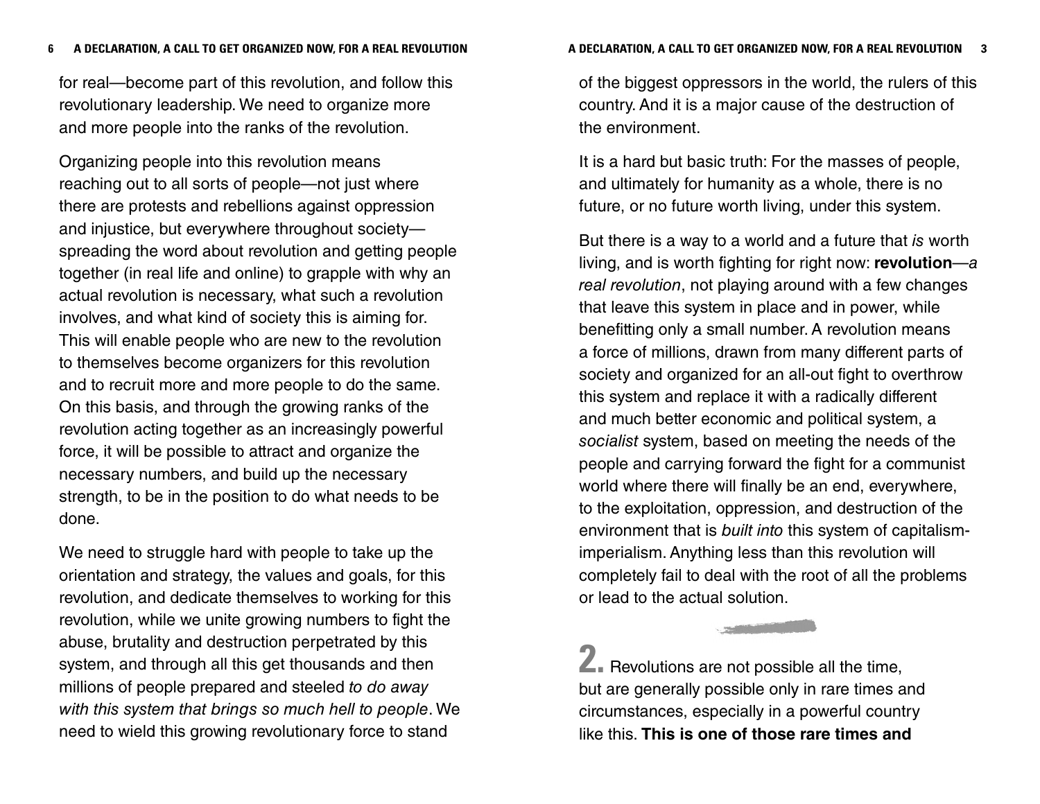for real—become part of this revolution, and follow this revolutionary leadership. We need to organize more and more people into the ranks of the revolution.

Organizing people into this revolution means reaching out to all sorts of people—not just where there are protests and rebellions against oppression and injustice, but everywhere throughout society—spreading the word about revolution and getting people together (in real life and online) to grapple with why an actual revolution is necessary, what such a revolution involves, and what kind of society this is aiming for. This will enable people who are new to the revolution to themselves become organizers for this revolution and to recruit more and more people to do the same. On this basis, and through the growing ranks of the revolution acting together as an increasingly powerful force, it will be possible to attract and organize the necessary numbers, and build up the necessary strength, to be in the position to do what needs to be done.

We need to struggle hard with people to take up the orientation and strategy, the values and goals, for this revolution, and dedicate themselves to working for this revolution, while we unite growing numbers to fight the abuse, brutality and destruction perpetrated by this system, and through all this get thousands and then millions of people prepared and steeled *to do away with this system that brings so much hell to people*. We need to wield this growing revolutionary force to stand

of the biggest oppressors in the world, the rulers of this country. And it is a major cause of the destruction of the environment.

It is a hard but basic truth: For the masses of people, and ultimately for humanity as a whole, there is no future, or no future worth living, under this system.

But there is a way to a world and a future that *is* worth living, and is worth fighting for right now: **revolution**—*a real revolution*, not playing around with a few changes that leave this system in place and in power, while benefitting only a small number. A revolution means a force of millions, drawn from many different parts of society and organized for an all-out fight to overthrow this system and replace it with a radically different and much better economic and political system, a *socialist* system, based on meeting the needs of the people and carrying forward the fight for a communist world where there will finally be an end, everywhere, to the exploitation, oppression, and destruction of the environment that is *built into* this system of capitalism-imperialism. Anything less than this revolution will completely fail to deal with the root of all the problems or lead to the actual solution.

**2.** Revolutions are not possible all the time, but are generally possible only in rare times and circumstances, especially in a powerful country like this. **This is one of those rare times and**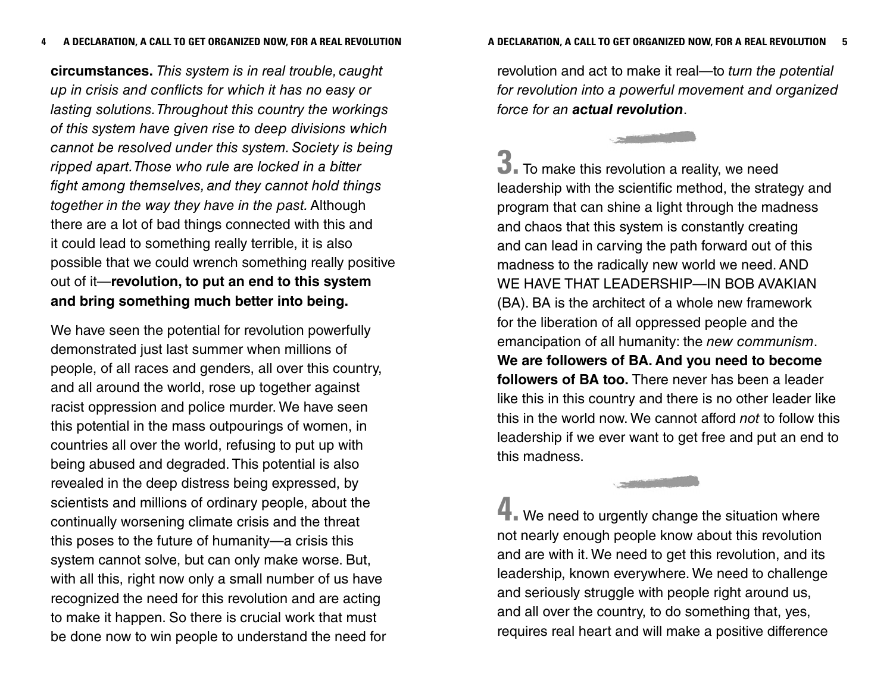**circumstances.** *This system is in real trouble, caught up in crisis and conflicts for which it has no easy or lasting solutions. Throughout this country the workings of this system have given rise to deep divisions which cannot be resolved under this system. Society is being ripped apart. Those who rule are locked in a bitter fight among themselves, and they cannot hold things together in the way they have in the past.* Although there are a lot of bad things connected with this and it could lead to something really terrible, it is also possible that we could wrench something really positive out of it—**revolution, to put an end to this system and bring something much better into being.**

We have seen the potential for revolution powerfully demonstrated just last summer when millions of people, of all races and genders, all over this country, and all around the world, rose up together against racist oppression and police murder. We have seen this potential in the mass outpourings of women, in countries all over the world, refusing to put up with being abused and degraded. This potential is also revealed in the deep distress being expressed, by scientists and millions of ordinary people, about the continually worsening climate crisis and the threat this poses to the future of humanity—a crisis this system cannot solve, but can only make worse. But, with all this, right now only a small number of us have recognized the need for this revolution and are acting to make it happen. So there is crucial work that must be done now to win people to understand the need for revolution and act to make it real—to *turn the potential for revolution into a powerful movement and organized force for an **actual revolution***.

**3.** To make this revolution a reality, we need leadership with the scientific method, the strategy and program that can shine a light through the madness and chaos that this system is constantly creating and can lead in carving the path forward out of this madness to the radically new world we need. AND WE HAVE THAT LEADERSHIP—IN BOB AVAKIAN (BA). BA is the architect of a whole new framework for the liberation of all oppressed people and the emancipation of all humanity: the *new communism*. **We are followers of BA. And you need to become followers of BA too.** There never has been a leader like this in this country and there is no other leader like this in the world now. We cannot afford *not* to follow this leadership if we ever want to get free and put an end to this madness.

**4.** We need to urgently change the situation where not nearly enough people know about this revolution and are with it. We need to get this revolution, and its leadership, known everywhere. We need to challenge and seriously struggle with people right around us, and all over the country, to do something that, yes, requires real heart and will make a positive difference